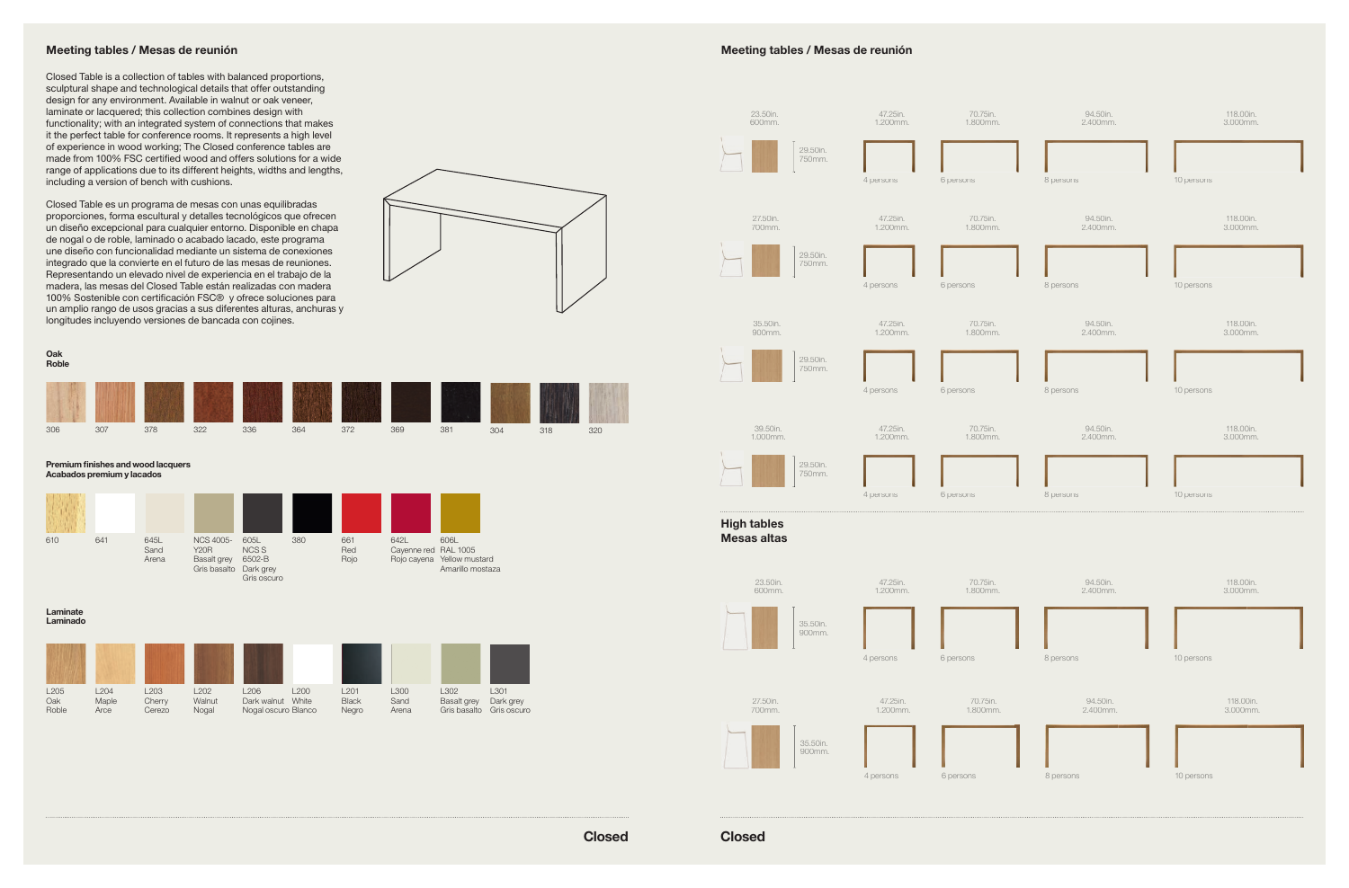## Meeting tables / Mesas de reunión

Closed Table is a collection of tables with balanced proportions, sculptural shape and technological details that offer outstanding design for any environment. Available in walnut or oak veneer, laminate or lacquered; this collection combines design with functionality; with an integrated system of connections that makes it the perfect table for conference rooms. It represents a high level of experience in wood working; The Closed conference tables are made from 100% FSC certified wood and offers solutions for a wide range of applications due to its different heights, widths and lengths, including a version of bench with cushions.

Closed Table es un programa de mesas con unas equilibradas proporciones, forma escultural y detalles tecnológicos que ofrecen un diseño excepcional para cualquier entorno. Disponible en chapa de nogal o de roble, laminado o acabado lacado, este programa une diseño con funcionalidad mediante un sistema de conexiones integrado que la convierte en el futuro de las mesas de reuniones. Representando un elevado nivel de experiencia en el trabajo de la madera, las mesas del Closed Table están realizadas con madera 100% Sostenible con certificación FSC® y ofrece soluciones para un amplio rango de usos gracias a sus diferentes alturas, anchuras y longitudes incluyendo versiones de bancada con cojines.

**Oak**
**Roble**

306 · 307 · 378 · 322 · 336 · 364 · 372 · 369 · 381 · 304 · 318 · 320

**Premium finishes and wood lacquers**
**Acabados premium y lacados**

| 610 | 641 | 645L | NCS 4005-Y20R | 605L | 380 | 661 | 642L | 606L |
|---|---|---|---|---|---|---|---|---|
| | | Sand<br>Arena | Basalt grey<br>Gris basalto | NCS S 6502-B<br>Dark grey<br>Gris oscuro | | Red<br>Rojo | Cayenne red<br>Rojo cayena | RAL 1005<br>Yellow mustard<br>Amarillo mostaza |

**Laminate**
**Laminado**

| L205 | L204 | L203 | L202 | L206 | L200 | L201 | L300 | L302 | L301 |
|---|---|---|---|---|---|---|---|---|---|
| Oak<br>Roble | Maple<br>Arce | Cherry<br>Cerezo | Walnut<br>Nogal | Dark walnut<br>Nogal oscuro | White<br>Blanco | Black<br>Negro | Sand<br>Arena | Basalt grey<br>Gris basalto | Dark grey<br>Gris oscuro |

## Meeting tables / Mesas de reunión

| Width | Height | 47.25in. 1.200mm. | 70.75in. 1.800mm. | 94.50in. 2.400mm. | 118.00in. 3.000mm. |
|---|---|---|---|---|---|
| 23.50in. 600mm. | 29.50in. 750mm. | 4 persons | 6 persons | 8 persons | 10 persons |
| 27.50in. 700mm. | 29.50in. 750mm. | 4 persons | 6 persons | 8 persons | 10 persons |
| 35.50in. 900mm. | 29.50in. 750mm. | 4 persons | 6 persons | 8 persons | 10 persons |
| 39.50in. 1.000mm. | 29.50in. 750mm. | 4 persons | 6 persons | 8 persons | 10 persons |

## High tables
## Mesas altas

| Width | Height | 47.25in. 1.200mm. | 70.75in. 1.800mm. | 94.50in. 2.400mm. | 118.00in. 3.000mm. |
|---|---|---|---|---|---|
| 23.50in. 600mm. | 35.50in. 900mm. | 4 persons | 6 persons | 8 persons | 10 persons |
| 27.50in. 700mm. | 35.50in. 900mm. | 4 persons | 6 persons | 8 persons | 10 persons |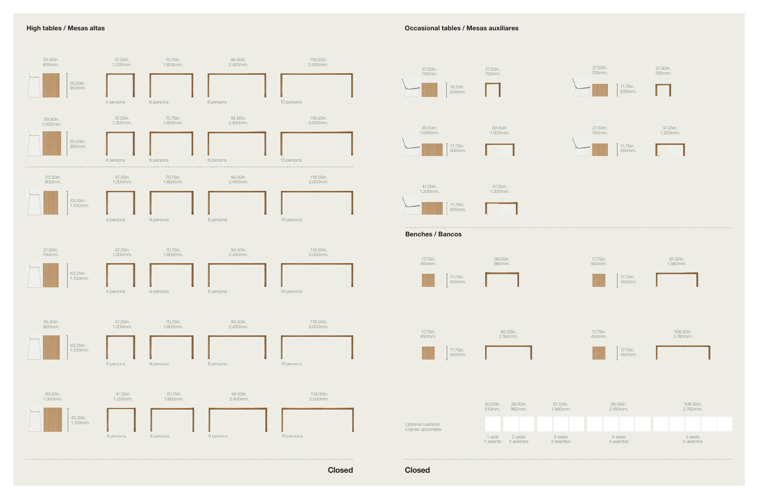## High tables / Mesas altas

35.50in.
900mm.
35.50in.
900mm.

47.25in.
1.200mm.
4 persons

70.75in.
1.800mm.
6 persons

94.50in.
2.400mm.
8 persons

118.00in.
3.000mm.
10 persons

39.50in.
1.000mm.
35.50in.
900mm.

47.25in.
1.200mm.
4 persons

70.75in.
1.800mm.
6 persons

94.50in.
2.400mm.
8 persons

118.00in.
3.000mm.
10 persons

23.50in.
600mm.
43.25in.
1.100mm.

47.25in.
1.200mm.
4 persons

70.75in.
1.800mm.
6 persons

94.50in.
2.400mm.
8 persons

118.00in.
3.000mm.
10 persons

27.50in.
700mm.
43.25in.
1.100mm.

47.25in.
1.200mm.
4 persons

70.75in.
1.800mm.
6 persons

94.50in.
2.400mm.
8 persons

118.00in.
3.000mm.
10 persons

35.50in.
900mm.
43.25in.
1.100mm.

47.25in.
1.200mm.
4 persons

70.75in.
1.800mm.
6 persons

94.50in.
2.400mm.
8 persons

118.00in.
3.000mm.
10 persons

39.50in.
1.000mm.
43.25in.
1.100mm.

47.25in.
1.200mm.
4 persons

70.75in.
1.800mm.
6 persons

94.50in.
2.400mm.
8 persons

118.00in.
3.000mm.
10 persons

**Closed**

## Occasional tables / Mesas auxiliares

27.50in.
700mm.
19.75in.
500mm.

27.50in.
700mm.

27.50in.
700mm.
11.75in.
300mm.

27.50in.
700mm.

39.50in.
1.000mm.
11.75in.
300mm.

39.50in.
1.000mm.

27.50in.
700mm.
11.75in.
300mm.

47.25in.
1.200mm.

47.25in.
1.200mm.
11.75in.
300mm.

47.25in.
1.200mm.

## Benches / Bancos

17.75in.
450mm.
17.75in.
450mm.

38.00in.
960mm.

17.75in.
450mm.
17.75in.
450mm.

61.50in.
1.560mm.

17.75in.
450mm.
17.75in.
450mm.

85.00in.
2.160mm.

17.75in.
450mm.
17.75in.
450mm.

108.50in.
2.760mm.

Optional cushions
Cojines opcionales

| 20.00in. 510mm. | 38.00in. 960mm. | 61.50in. 1.560mm. | 85.00in. 2.160mm. | 108.50in. 2.760mm. |
|---|---|---|---|---|
| 1 seat<br>1 asiento | 2 seats<br>2 asientos | 3 seats<br>3 asientos | 4 seats<br>4 asientos | 5 seats<br>5 asientos |

**Closed**